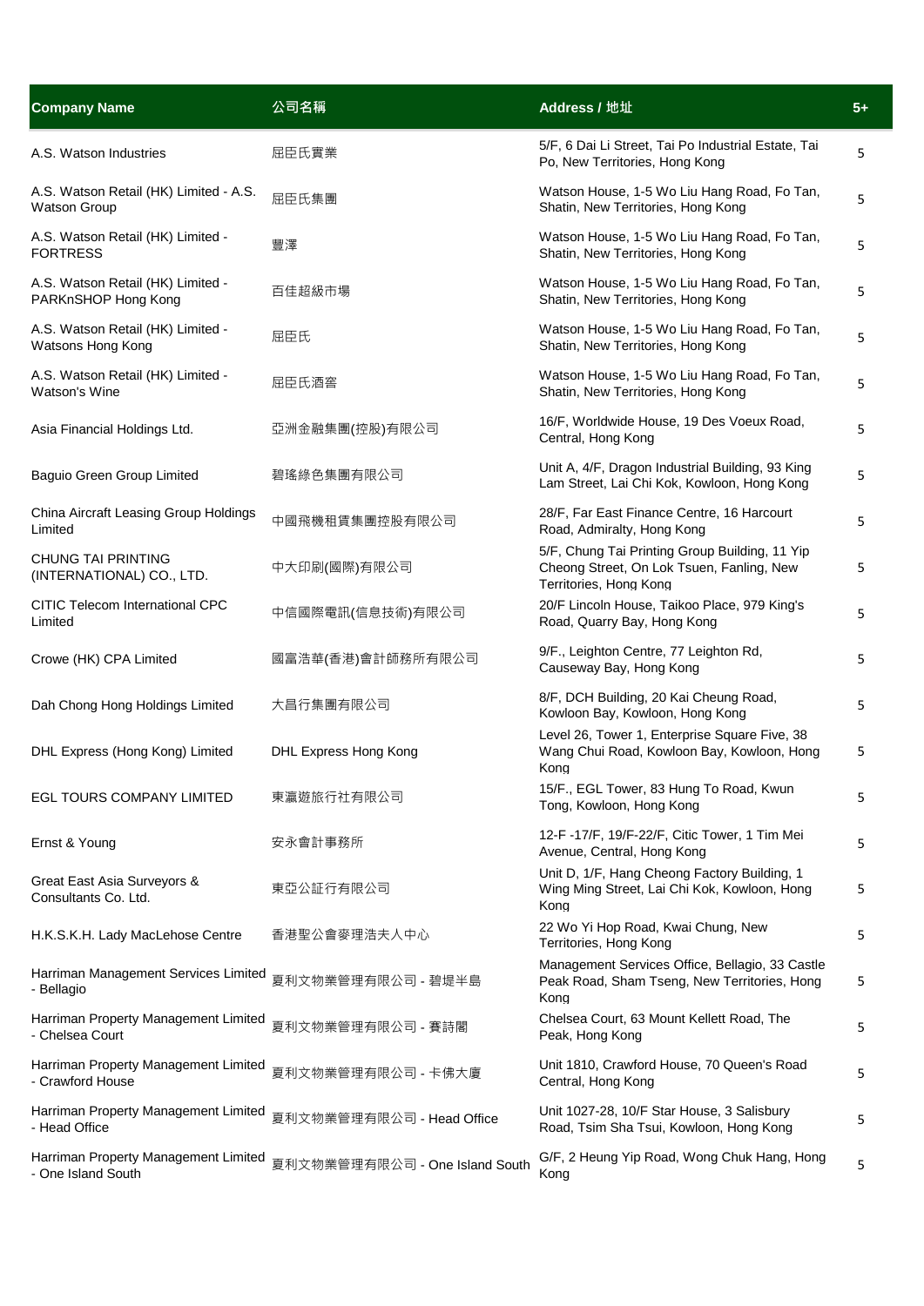| Company Name | 公司名稱 | Address / 地址 | 5+ |
|---|---|---|---|
| A.S. Watson Industries | 屈臣氏實業 | 5/F, 6 Dai Li Street, Tai Po Industrial Estate, Tai Po, New Territories, Hong Kong | 5 |
| A.S. Watson Retail (HK) Limited - A.S. Watson Group | 屈臣氏集團 | Watson House, 1-5 Wo Liu Hang Road, Fo Tan, Shatin, New Territories, Hong Kong | 5 |
| A.S. Watson Retail (HK) Limited - FORTRESS | 豐澤 | Watson House, 1-5 Wo Liu Hang Road, Fo Tan, Shatin, New Territories, Hong Kong | 5 |
| A.S. Watson Retail (HK) Limited - PARKnSHOP Hong Kong | 百佳超級市場 | Watson House, 1-5 Wo Liu Hang Road, Fo Tan, Shatin, New Territories, Hong Kong | 5 |
| A.S. Watson Retail (HK) Limited - Watsons Hong Kong | 屈臣氏 | Watson House, 1-5 Wo Liu Hang Road, Fo Tan, Shatin, New Territories, Hong Kong | 5 |
| A.S. Watson Retail (HK) Limited - Watson's Wine | 屈臣氏酒窖 | Watson House, 1-5 Wo Liu Hang Road, Fo Tan, Shatin, New Territories, Hong Kong | 5 |
| Asia Financial Holdings Ltd. | 亞洲金融集團(控股)有限公司 | 16/F, Worldwide House, 19 Des Voeux Road, Central, Hong Kong | 5 |
| Baguio Green Group Limited | 碧瑤綠色集團有限公司 | Unit A, 4/F, Dragon Industrial Building, 93 King Lam Street, Lai Chi Kok, Kowloon, Hong Kong | 5 |
| China Aircraft Leasing Group Holdings Limited | 中國飛機租賃集團控股有限公司 | 28/F, Far East Finance Centre, 16 Harcourt Road, Admiralty, Hong Kong | 5 |
| CHUNG TAI PRINTING (INTERNATIONAL) CO., LTD. | 中大印刷(國際)有限公司 | 5/F, Chung Tai Printing Group Building, 11 Yip Cheong Street, On Lok Tsuen, Fanling, New Territories, Hong Kong | 5 |
| CITIC Telecom International CPC Limited | 中信國際電訊(信息技術)有限公司 | 20/F Lincoln House, Taikoo Place, 979 King's Road, Quarry Bay, Hong Kong | 5 |
| Crowe (HK) CPA Limited | 國富浩華(香港)會計師務所有限公司 | 9/F., Leighton Centre, 77 Leighton Rd, Causeway Bay, Hong Kong | 5 |
| Dah Chong Hong Holdings Limited | 大昌行集團有限公司 | 8/F, DCH Building, 20 Kai Cheung Road, Kowloon Bay, Kowloon, Hong Kong | 5 |
| DHL Express (Hong Kong) Limited | DHL Express Hong Kong | Level 26, Tower 1, Enterprise Square Five, 38 Wang Chui Road, Kowloon Bay, Kowloon, Hong Kong | 5 |
| EGL TOURS COMPANY LIMITED | 東瀛遊旅行社有限公司 | 15/F., EGL Tower, 83 Hung To Road, Kwun Tong, Kowloon, Hong Kong | 5 |
| Ernst & Young | 安永會計事務所 | 12-F -17/F, 19/F-22/F, Citic Tower, 1 Tim Mei Avenue, Central, Hong Kong | 5 |
| Great East Asia Surveyors & Consultants Co. Ltd. | 東亞公証行有限公司 | Unit D, 1/F, Hang Cheong Factory Building, 1 Wing Ming Street, Lai Chi Kok, Kowloon, Hong Kong | 5 |
| H.K.S.K.H. Lady MacLehose Centre | 香港聖公會麥理浩夫人中心 | 22 Wo Yi Hop Road, Kwai Chung, New Territories, Hong Kong | 5 |
| Harriman Management Services Limited - Bellagio | 夏利文物業管理有限公司 - 碧堤半島 | Management Services Office, Bellagio, 33 Castle Peak Road, Sham Tseng, New Territories, Hong Kong | 5 |
| Harriman Property Management Limited - Chelsea Court | 夏利文物業管理有限公司 - 賽詩閣 | Chelsea Court, 63 Mount Kellett Road, The Peak, Hong Kong | 5 |
| Harriman Property Management Limited - Crawford House | 夏利文物業管理有限公司 - 卡佛大廈 | Unit 1810, Crawford House, 70 Queen's Road Central, Hong Kong | 5 |
| Harriman Property Management Limited - Head Office | 夏利文物業管理有限公司 - Head Office | Unit 1027-28, 10/F Star House, 3 Salisbury Road, Tsim Sha Tsui, Kowloon, Hong Kong | 5 |
| Harriman Property Management Limited - One Island South | 夏利文物業管理有限公司 - One Island South | G/F, 2 Heung Yip Road, Wong Chuk Hang, Hong Kong | 5 |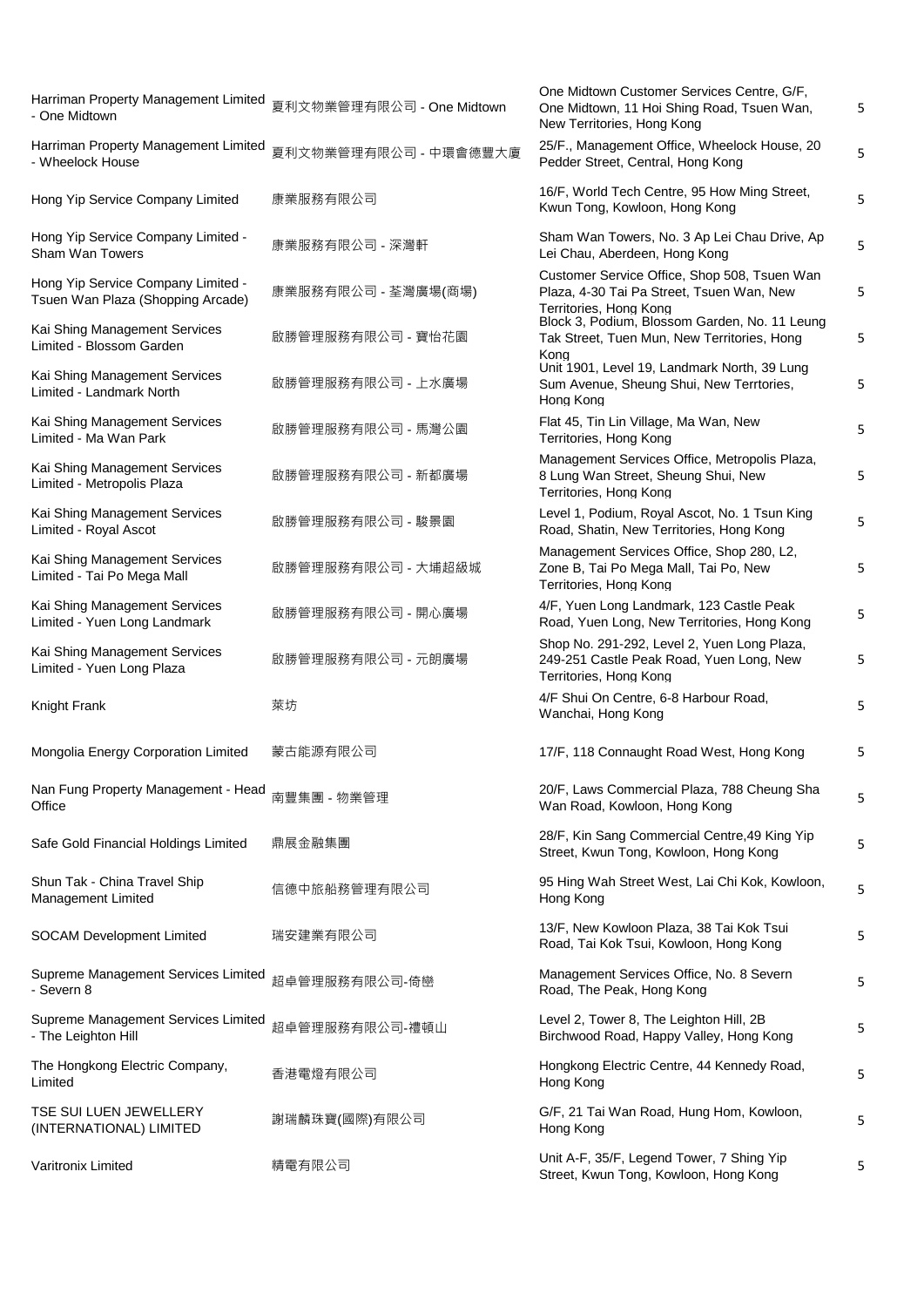| | | | |
|---|---|---|---|
| Harriman Property Management Limited - One Midtown | 夏利文物業管理有限公司 - One Midtown | One Midtown Customer Services Centre, G/F, One Midtown, 11 Hoi Shing Road, Tsuen Wan, New Territories, Hong Kong | 5 |
| Harriman Property Management Limited - Wheelock House | 夏利文物業管理有限公司 - 中環會德豐大廈 | 25/F., Management Office, Wheelock House, 20 Pedder Street, Central, Hong Kong | 5 |
| Hong Yip Service Company Limited | 康業服務有限公司 | 16/F, World Tech Centre, 95 How Ming Street, Kwun Tong, Kowloon, Hong Kong | 5 |
| Hong Yip Service Company Limited - Sham Wan Towers | 康業服務有限公司 - 深灣軒 | Sham Wan Towers, No. 3 Ap Lei Chau Drive, Ap Lei Chau, Aberdeen, Hong Kong | 5 |
| Hong Yip Service Company Limited - Tsuen Wan Plaza (Shopping Arcade) | 康業服務有限公司 - 荃灣廣場(商場) | Customer Service Office, Shop 508, Tsuen Wan Plaza, 4-30 Tai Pa Street, Tsuen Wan, New Territories, Hong Kong | 5 |
| Kai Shing Management Services Limited - Blossom Garden | 啟勝管理服務有限公司 - 寶怡花園 | Block 3, Podium, Blossom Garden, No. 11 Leung Tak Street, Tuen Mun, New Territories, Hong Kong | 5 |
| Kai Shing Management Services Limited - Landmark North | 啟勝管理服務有限公司 - 上水廣場 | Unit 1901, Level 19, Landmark North, 39 Lung Sum Avenue, Sheung Shui, New Terrtories, Hong Kong | 5 |
| Kai Shing Management Services Limited - Ma Wan Park | 啟勝管理服務有限公司 - 馬灣公園 | Flat 45, Tin Lin Village, Ma Wan, New Territories, Hong Kong | 5 |
| Kai Shing Management Services Limited - Metropolis Plaza | 啟勝管理服務有限公司 - 新都廣場 | Management Services Office, Metropolis Plaza, 8 Lung Wan Street, Sheung Shui, New Territories, Hong Kong | 5 |
| Kai Shing Management Services Limited - Royal Ascot | 啟勝管理服務有限公司 - 駿景園 | Level 1, Podium, Royal Ascot, No. 1 Tsun King Road, Shatin, New Territories, Hong Kong | 5 |
| Kai Shing Management Services Limited - Tai Po Mega Mall | 啟勝管理服務有限公司 - 大埔超級城 | Management Services Office, Shop 280, L2, Zone B, Tai Po Mega Mall, Tai Po, New Territories, Hong Kong | 5 |
| Kai Shing Management Services Limited - Yuen Long Landmark | 啟勝管理服務有限公司 - 開心廣場 | 4/F, Yuen Long Landmark, 123 Castle Peak Road, Yuen Long, New Territories, Hong Kong | 5 |
| Kai Shing Management Services Limited - Yuen Long Plaza | 啟勝管理服務有限公司 - 元朗廣場 | Shop No. 291-292, Level 2, Yuen Long Plaza, 249-251 Castle Peak Road, Yuen Long, New Territories, Hong Kong | 5 |
| Knight Frank | 萊坊 | 4/F Shui On Centre, 6-8 Harbour Road, Wanchai, Hong Kong | 5 |
| Mongolia Energy Corporation Limited | 蒙古能源有限公司 | 17/F, 118 Connaught Road West, Hong Kong | 5 |
| Nan Fung Property Management - Head Office | 南豐集團 - 物業管理 | 20/F, Laws Commercial Plaza, 788 Cheung Sha Wan Road, Kowloon, Hong Kong | 5 |
| Safe Gold Financial Holdings Limited | 鼎展金融集團 | 28/F, Kin Sang Commercial Centre,49 King Yip Street, Kwun Tong, Kowloon, Hong Kong | 5 |
| Shun Tak - China Travel Ship Management Limited | 信德中旅船務管理有限公司 | 95 Hing Wah Street West, Lai Chi Kok, Kowloon, Hong Kong | 5 |
| SOCAM Development Limited | 瑞安建業有限公司 | 13/F, New Kowloon Plaza, 38 Tai Kok Tsui Road, Tai Kok Tsui, Kowloon, Hong Kong | 5 |
| Supreme Management Services Limited - Severn 8 | 超卓管理服務有限公司-倚巒 | Management Services Office, No. 8 Severn Road, The Peak, Hong Kong | 5 |
| Supreme Management Services Limited - The Leighton Hill | 超卓管理服務有限公司-禮頓山 | Level 2, Tower 8, The Leighton Hill, 2B Birchwood Road, Happy Valley, Hong Kong | 5 |
| The Hongkong Electric Company, Limited | 香港電燈有限公司 | Hongkong Electric Centre, 44 Kennedy Road, Hong Kong | 5 |
| TSE SUI LUEN JEWELLERY (INTERNATIONAL) LIMITED | 謝瑞麟珠寶(國際)有限公司 | G/F, 21 Tai Wan Road, Hung Hom, Kowloon, Hong Kong | 5 |
| Varitronix Limited | 精電有限公司 | Unit A-F, 35/F, Legend Tower, 7 Shing Yip Street, Kwun Tong, Kowloon, Hong Kong | 5 |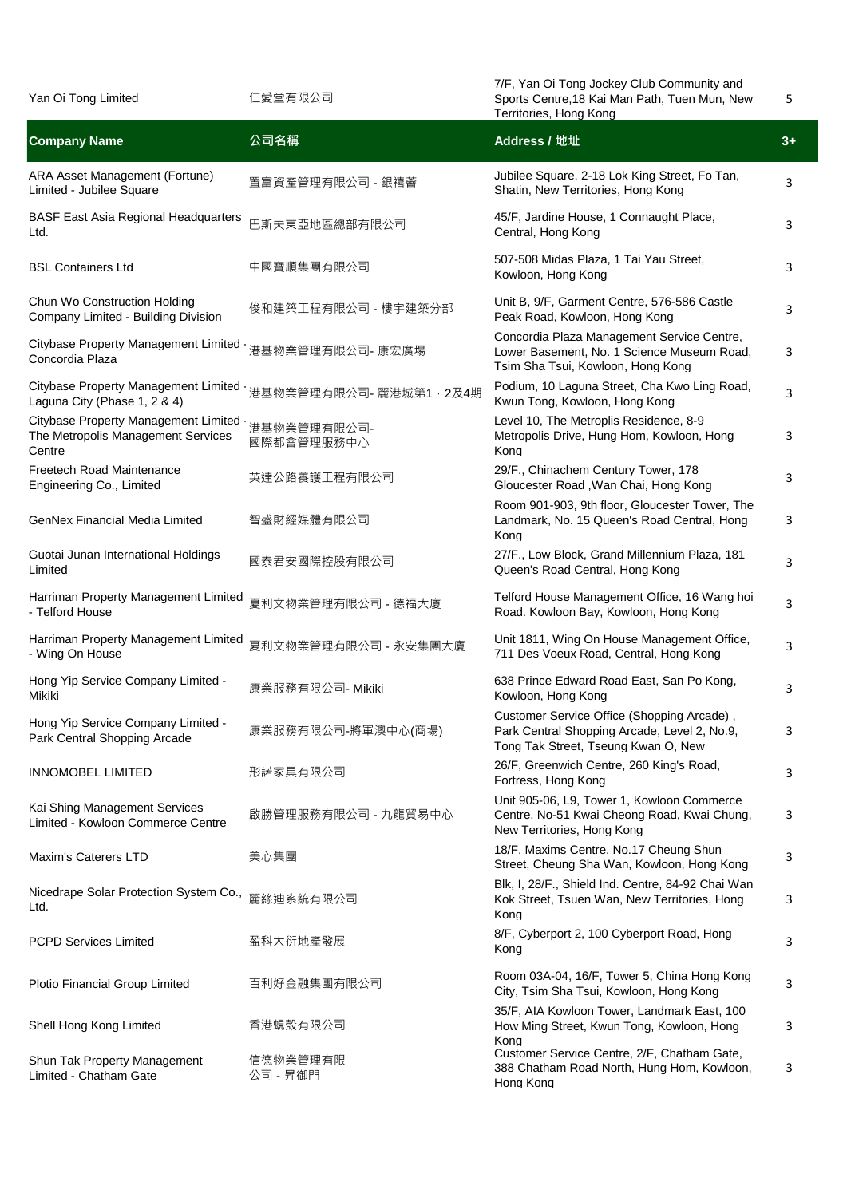| | | | |
|---|---|---|---|
| Yan Oi Tong Limited | 仁愛堂有限公司 | 7/F, Yan Oi Tong Jockey Club Community and Sports Centre,18 Kai Man Path, Tuen Mun, New Territories, Hong Kong | 5 |

| Company Name | 公司名稱 | Address / 地址 | 3+ |
|---|---|---|---|
| ARA Asset Management (Fortune) Limited - Jubilee Square | 置富資產管理有限公司 - 銀禧薈 | Jubilee Square, 2-18 Lok King Street, Fo Tan, Shatin, New Territories, Hong Kong | 3 |
| BASF East Asia Regional Headquarters Ltd. | 巴斯夫東亞地區總部有限公司 | 45/F, Jardine House, 1 Connaught Place, Central, Hong Kong | 3 |
| BSL Containers Ltd | 中國寶順集團有限公司 | 507-508 Midas Plaza, 1 Tai Yau Street, Kowloon, Hong Kong | 3 |
| Chun Wo Construction Holding Company Limited - Building Division | 俊和建築工程有限公司 - 樓宇建築分部 | Unit B, 9/F, Garment Centre, 576-586 Castle Peak Road, Kowloon, Hong Kong | 3 |
| Citybase Property Management Limited - Concordia Plaza | 港基物業管理有限公司- 康宏廣場 | Concordia Plaza Management Service Centre, Lower Basement, No. 1 Science Museum Road, Tsim Sha Tsui, Kowloon, Hong Kong | 3 |
| Citybase Property Management Limited - Laguna City (Phase 1, 2 & 4) | 港基物業管理有限公司- 麗港城第1，2及4期 | Podium, 10 Laguna Street, Cha Kwo Ling Road, Kwun Tong, Kowloon, Hong Kong | 3 |
| Citybase Property Management Limited - The Metropolis Management Services Centre | 港基物業管理有限公司- 國際都會管理服務中心 | Level 10, The Metroplis Residence, 8-9 Metropolis Drive, Hung Hom, Kowloon, Hong Kong | 3 |
| Freetech Road Maintenance Engineering Co., Limited | 英達公路養護工程有限公司 | 29/F., Chinachem Century Tower, 178 Gloucester Road ,Wan Chai, Hong Kong | 3 |
| GenNex Financial Media Limited | 智盛財經媒體有限公司 | Room 901-903, 9th floor, Gloucester Tower, The Landmark, No. 15 Queen's Road Central, Hong Kong | 3 |
| Guotai Junan International Holdings Limited | 國泰君安國際控股有限公司 | 27/F., Low Block, Grand Millennium Plaza, 181 Queen's Road Central, Hong Kong | 3 |
| Harriman Property Management Limited - Telford House | 夏利文物業管理有限公司 - 德福大廈 | Telford House Management Office, 16 Wang hoi Road. Kowloon Bay, Kowloon, Hong Kong | 3 |
| Harriman Property Management Limited - Wing On House | 夏利文物業管理有限公司 - 永安集團大廈 | Unit 1811, Wing On House Management Office, 711 Des Voeux Road, Central, Hong Kong | 3 |
| Hong Yip Service Company Limited - Mikiki | 康業服務有限公司- Mikiki | 638 Prince Edward Road East, San Po Kong, Kowloon, Hong Kong | 3 |
| Hong Yip Service Company Limited - Park Central Shopping Arcade | 康業服務有限公司-將軍澳中心(商場) | Customer Service Office (Shopping Arcade) , Park Central Shopping Arcade, Level 2, No.9, Tong Tak Street, Tseung Kwan O, New | 3 |
| INNOMOBEL LIMITED | 形諾家具有限公司 | 26/F, Greenwich Centre, 260 King's Road, Fortress, Hong Kong | 3 |
| Kai Shing Management Services Limited - Kowloon Commerce Centre | 啟勝管理服務有限公司 - 九龍貿易中心 | Unit 905-06, L9, Tower 1, Kowloon Commerce Centre, No-51 Kwai Cheong Road, Kwai Chung, New Territories, Hong Kong | 3 |
| Maxim's Caterers LTD | 美心集團 | 18/F, Maxims Centre, No.17 Cheung Shun Street, Cheung Sha Wan, Kowloon, Hong Kong | 3 |
| Nicedrape Solar Protection System Co., Ltd. | 麗絲迪系統有限公司 | Blk, I, 28/F., Shield Ind. Centre, 84-92 Chai Wan Kok Street, Tsuen Wan, New Territories, Hong Kong | 3 |
| PCPD Services Limited | 盈科大衍地產發展 | 8/F, Cyberport 2, 100 Cyberport Road, Hong Kong | 3 |
| Plotio Financial Group Limited | 百利好金融集團有限公司 | Room 03A-04, 16/F, Tower 5, China Hong Kong City, Tsim Sha Tsui, Kowloon, Hong Kong | 3 |
| Shell Hong Kong Limited | 香港蜆殼有限公司 | 35/F, AIA Kowloon Tower, Landmark East, 100 How Ming Street, Kwun Tong, Kowloon, Hong Kong | 3 |
| Shun Tak Property Management Limited - Chatham Gate | 信德物業管理有限公司 - 昇御門 | Customer Service Centre, 2/F, Chatham Gate, 388 Chatham Road North, Hung Hom, Kowloon, Hong Kong | 3 |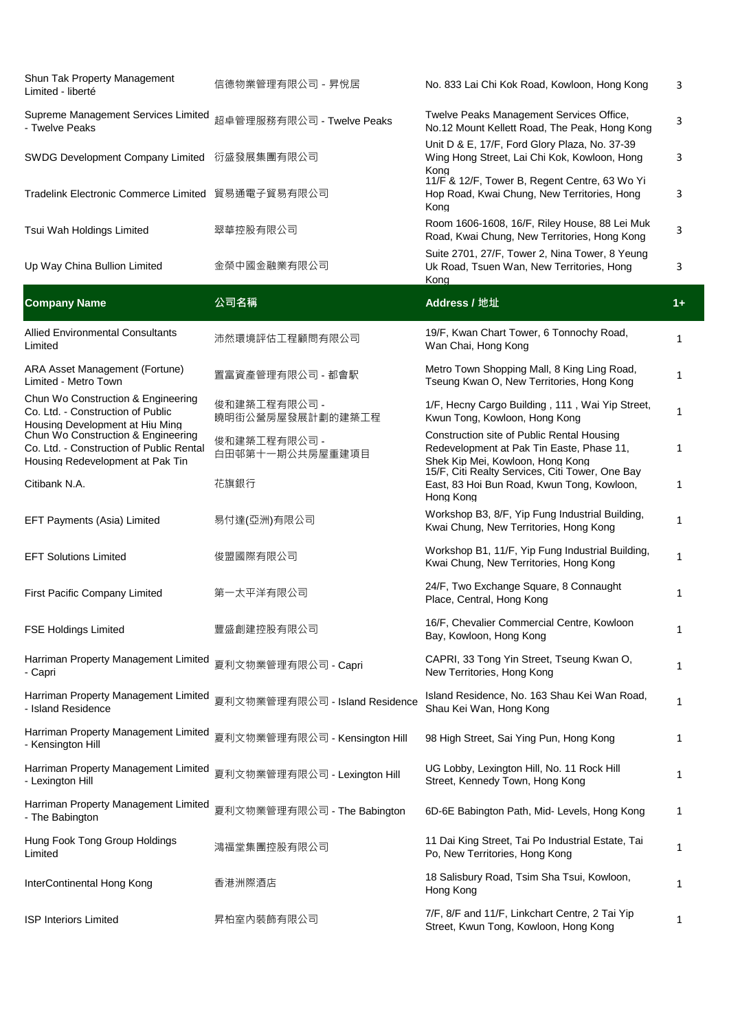| | | | |
|---|---|---|---|
| Shun Tak Property Management Limited - liberté | 信德物業管理有限公司 - 昇悅居 | No. 833 Lai Chi Kok Road, Kowloon, Hong Kong | 3 |
| Supreme Management Services Limited - Twelve Peaks | 超卓管理服務有限公司 - Twelve Peaks | Twelve Peaks Management Services Office, No.12 Mount Kellett Road, The Peak, Hong Kong | 3 |
| SWDG Development Company Limited | 衍盛發展集團有限公司 | Unit D & E, 17/F, Ford Glory Plaza, No. 37-39 Wing Hong Street, Lai Chi Kok, Kowloon, Hong Kong | 3 |
| Tradelink Electronic Commerce Limited | 貿易通電子貿易有限公司 | 11/F & 12/F, Tower B, Regent Centre, 63 Wo Yi Hop Road, Kwai Chung, New Territories, Hong Kong | 3 |
| Tsui Wah Holdings Limited | 翠華控股有限公司 | Room 1606-1608, 16/F, Riley House, 88 Lei Muk Road, Kwai Chung, New Territories, Hong Kong | 3 |
| Up Way China Bullion Limited | 金榮中國金融業有限公司 | Suite 2701, 27/F, Tower 2, Nina Tower, 8 Yeung Uk Road, Tsuen Wan, New Territories, Hong Kong | 3 |

| **Company Name** | **公司名稱** | **Address / 地址** | **1+** |
|---|---|---|---|
| Allied Environmental Consultants Limited | 沛然環境評估工程顧問有限公司 | 19/F, Kwan Chart Tower, 6 Tonnochy Road, Wan Chai, Hong Kong | 1 |
| ARA Asset Management (Fortune) Limited - Metro Town | 置富資產管理有限公司 - 都會駅 | Metro Town Shopping Mall, 8 King Ling Road, Tseung Kwan O, New Territories, Hong Kong | 1 |
| Chun Wo Construction & Engineering Co. Ltd. - Construction of Public Housing Development at Hiu Ming | 俊和建築工程有限公司 - 曉明街公營房屋發展計劃的建築工程 | 1/F, Hecny Cargo Building , 111 , Wai Yip Street, Kwun Tong, Kowloon, Hong Kong | 1 |
| Chun Wo Construction & Engineering Co. Ltd. - Construction of Public Rental Housing Redevelopment at Pak Tin | 俊和建築工程有限公司 - 白田邨第十一期公共房屋重建項目 | Construction site of Public Rental Housing Redevelopment at Pak Tin Easte, Phase 11, Shek Kip Mei, Kowloon, Hong Kong | 1 |
| Citibank N.A. | 花旗銀行 | 15/F, Citi Realty Services, Citi Tower, One Bay East, 83 Hoi Bun Road, Kwun Tong, Kowloon, Hong Kong | 1 |
| EFT Payments (Asia) Limited | 易付達(亞洲)有限公司 | Workshop B3, 8/F, Yip Fung Industrial Building, Kwai Chung, New Territories, Hong Kong | 1 |
| EFT Solutions Limited | 俊盟國際有限公司 | Workshop B1, 11/F, Yip Fung Industrial Building, Kwai Chung, New Territories, Hong Kong | 1 |
| First Pacific Company Limited | 第一太平洋有限公司 | 24/F, Two Exchange Square, 8 Connaught Place, Central, Hong Kong | 1 |
| FSE Holdings Limited | 豐盛創建控股有限公司 | 16/F, Chevalier Commercial Centre, Kowloon Bay, Kowloon, Hong Kong | 1 |
| Harriman Property Management Limited - Capri | 夏利文物業管理有限公司 - Capri | CAPRI, 33 Tong Yin Street, Tseung Kwan O, New Territories, Hong Kong | 1 |
| Harriman Property Management Limited - Island Residence | 夏利文物業管理有限公司 - Island Residence | Island Residence, No. 163 Shau Kei Wan Road, Shau Kei Wan, Hong Kong | 1 |
| Harriman Property Management Limited - Kensington Hill | 夏利文物業管理有限公司 - Kensington Hill | 98 High Street, Sai Ying Pun, Hong Kong | 1 |
| Harriman Property Management Limited - Lexington Hill | 夏利文物業管理有限公司 - Lexington Hill | UG Lobby, Lexington Hill, No. 11 Rock Hill Street, Kennedy Town, Hong Kong | 1 |
| Harriman Property Management Limited - The Babington | 夏利文物業管理有限公司 - The Babington | 6D-6E Babington Path, Mid- Levels, Hong Kong | 1 |
| Hung Fook Tong Group Holdings Limited | 鴻福堂集團控股有限公司 | 11 Dai King Street, Tai Po Industrial Estate, Tai Po, New Territories, Hong Kong | 1 |
| InterContinental Hong Kong | 香港洲際酒店 | 18 Salisbury Road, Tsim Sha Tsui, Kowloon, Hong Kong | 1 |
| ISP Interiors Limited | 昇柏室內裝飾有限公司 | 7/F, 8/F and 11/F, Linkchart Centre, 2 Tai Yip Street, Kwun Tong, Kowloon, Hong Kong | 1 |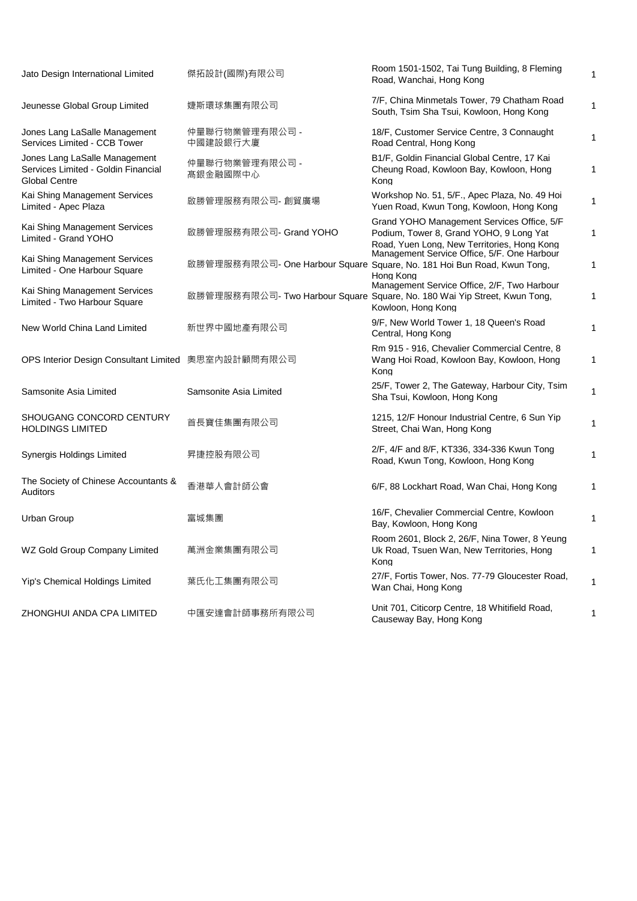| | | | |
|---|---|---|---|
| Jato Design International Limited | 傑拓設計(國際)有限公司 | Room 1501-1502, Tai Tung Building, 8 Fleming Road, Wanchai, Hong Kong | 1 |
| Jeunesse Global Group Limited | 婕斯環球集團有限公司 | 7/F, China Minmetals Tower, 79 Chatham Road South, Tsim Sha Tsui, Kowloon, Hong Kong | 1 |
| Jones Lang LaSalle Management Services Limited - CCB Tower | 仲量聯行物業管理有限公司 - 中國建設銀行大廈 | 18/F, Customer Service Centre, 3 Connaught Road Central, Hong Kong | 1 |
| Jones Lang LaSalle Management Services Limited - Goldin Financial Global Centre | 仲量聯行物業管理有限公司 - 高銀金融國際中心 | B1/F, Goldin Financial Global Centre, 17 Kai Cheung Road, Kowloon Bay, Kowloon, Hong Kong | 1 |
| Kai Shing Management Services Limited - Apec Plaza | 啟勝管理服務有限公司- 創貿廣場 | Workshop No. 51, 5/F., Apec Plaza, No. 49 Hoi Yuen Road, Kwun Tong, Kowloon, Hong Kong | 1 |
| Kai Shing Management Services Limited - Grand YOHO | 啟勝管理服務有限公司- Grand YOHO | Grand YOHO Management Services Office, 5/F Podium, Tower 8, Grand YOHO, 9 Long Yat Road, Yuen Long, New Territories, Hong Kong | 1 |
| Kai Shing Management Services Limited - One Harbour Square | 啟勝管理服務有限公司- One Harbour Square | Management Service Office, 5/F. One Harbour Square, No. 181 Hoi Bun Road, Kwun Tong, Hong Kong | 1 |
| Kai Shing Management Services Limited - Two Harbour Square | 啟勝管理服務有限公司- Two Harbour Square | Management Service Office, 2/F, Two Harbour Square, No. 180 Wai Yip Street, Kwun Tong, Kowloon, Hong Kong | 1 |
| New World China Land Limited | 新世界中國地產有限公司 | 9/F, New World Tower 1, 18 Queen's Road Central, Hong Kong | 1 |
| OPS Interior Design Consultant Limited | 奧思室內設計顧問有限公司 | Rm 915 - 916, Chevalier Commercial Centre, 8 Wang Hoi Road, Kowloon Bay, Kowloon, Hong Kong | 1 |
| Samsonite Asia Limited | Samsonite Asia Limited | 25/F, Tower 2, The Gateway, Harbour City, Tsim Sha Tsui, Kowloon, Hong Kong | 1 |
| SHOUGANG CONCORD CENTURY HOLDINGS LIMITED | 首長寶佳集團有限公司 | 1215, 12/F Honour Industrial Centre, 6 Sun Yip Street, Chai Wan, Hong Kong | 1 |
| Synergis Holdings Limited | 昇捷控股有限公司 | 2/F, 4/F and 8/F, KT336, 334-336 Kwun Tong Road, Kwun Tong, Kowloon, Hong Kong | 1 |
| The Society of Chinese Accountants & Auditors | 香港華人會計師公會 | 6/F, 88 Lockhart Road, Wan Chai, Hong Kong | 1 |
| Urban Group | 富城集團 | 16/F, Chevalier Commercial Centre, Kowloon Bay, Kowloon, Hong Kong | 1 |
| WZ Gold Group Company Limited | 萬洲金業集團有限公司 | Room 2601, Block 2, 26/F, Nina Tower, 8 Yeung Uk Road, Tsuen Wan, New Territories, Hong Kong | 1 |
| Yip's Chemical Holdings Limited | 葉氏化工集團有限公司 | 27/F, Fortis Tower, Nos. 77-79 Gloucester Road, Wan Chai, Hong Kong | 1 |
| ZHONGHUI ANDA CPA LIMITED | 中匯安達會計師事務所有限公司 | Unit 701, Citicorp Centre, 18 Whitifield Road, Causeway Bay, Hong Kong | 1 |